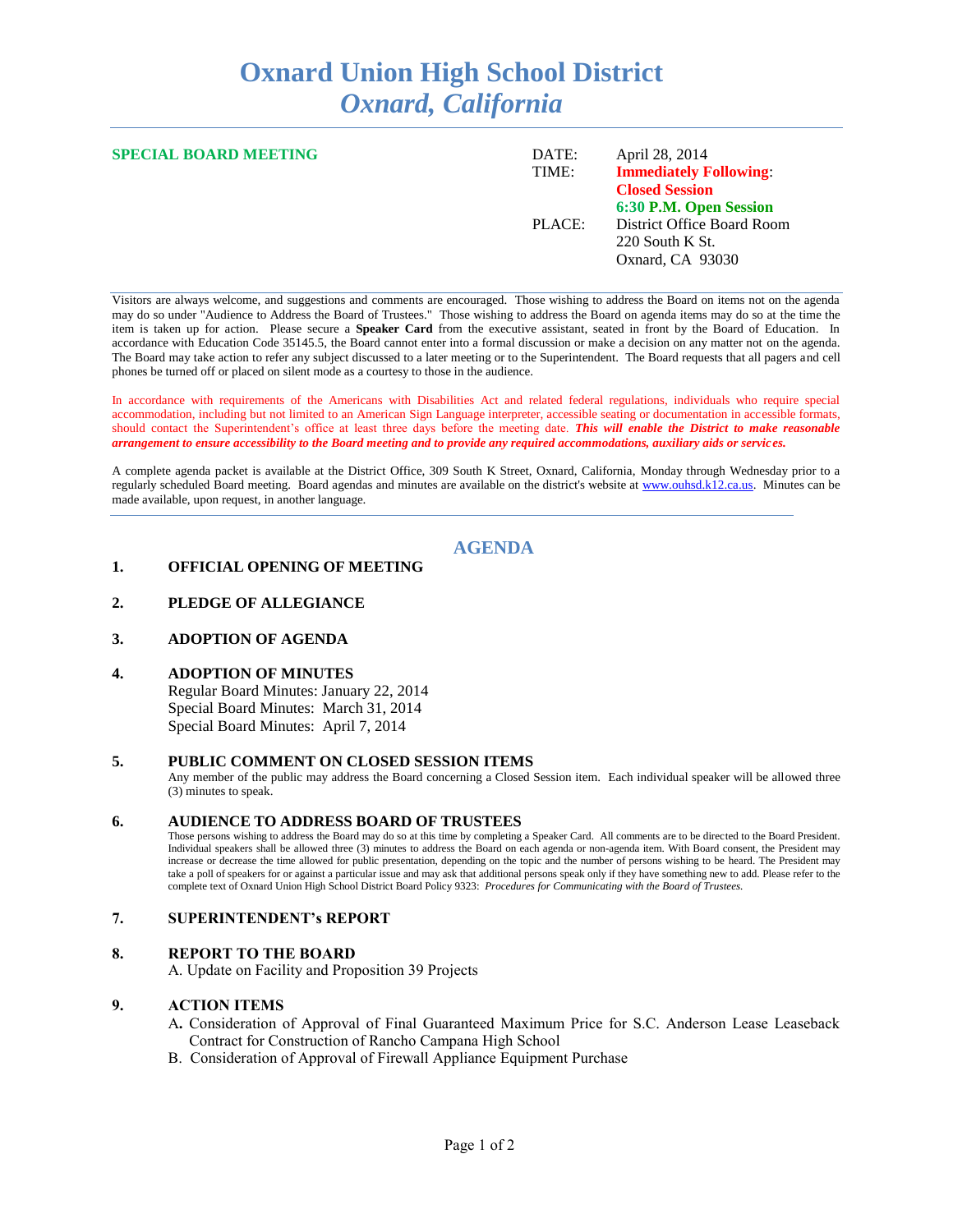# Oxnard Union High School District
## *Oxnard, California*

**SPECIAL BOARD MEETING**

DATE: April 28, 2014
TIME: **Immediately Following: Closed Session**
**6:30 P.M. Open Session**
PLACE: District Office Board Room
220 South K St.
Oxnard, CA 93030

Visitors are always welcome, and suggestions and comments are encouraged. Those wishing to address the Board on items not on the agenda may do so under "Audience to Address the Board of Trustees." Those wishing to address the Board on agenda items may do so at the time the item is taken up for action. Please secure a **Speaker Card** from the executive assistant, seated in front by the Board of Education. In accordance with Education Code 35145.5, the Board cannot enter into a formal discussion or make a decision on any matter not on the agenda. The Board may take action to refer any subject discussed to a later meeting or to the Superintendent. The Board requests that all pagers and cell phones be turned off or placed on silent mode as a courtesy to those in the audience.

In accordance with requirements of the Americans with Disabilities Act and related federal regulations, individuals who require special accommodation, including but not limited to an American Sign Language interpreter, accessible seating or documentation in accessible formats, should contact the Superintendent's office at least three days before the meeting date. ***This will enable the District to make reasonable arrangement to ensure accessibility to the Board meeting and to provide any required accommodations, auxiliary aids or services.***

A complete agenda packet is available at the District Office, 309 South K Street, Oxnard, California, Monday through Wednesday prior to a regularly scheduled Board meeting. Board agendas and minutes are available on the district's website at www.ouhsd.k12.ca.us. Minutes can be made available, upon request, in another language.

## AGENDA

**1. OFFICIAL OPENING OF MEETING**

**2. PLEDGE OF ALLEGIANCE**

**3. ADOPTION OF AGENDA**

**4. ADOPTION OF MINUTES**
Regular Board Minutes: January 22, 2014
Special Board Minutes: March 31, 2014
Special Board Minutes: April 7, 2014

**5. PUBLIC COMMENT ON CLOSED SESSION ITEMS**
Any member of the public may address the Board concerning a Closed Session item. Each individual speaker will be allowed three (3) minutes to speak.

**6. AUDIENCE TO ADDRESS BOARD OF TRUSTEES**
Those persons wishing to address the Board may do so at this time by completing a Speaker Card. All comments are to be directed to the Board President. Individual speakers shall be allowed three (3) minutes to address the Board on each agenda or non-agenda item. With Board consent, the President may increase or decrease the time allowed for public presentation, depending on the topic and the number of persons wishing to be heard. The President may take a poll of speakers for or against a particular issue and may ask that additional persons speak only if they have something new to add. Please refer to the complete text of Oxnard Union High School District Board Policy 9323: *Procedures for Communicating with the Board of Trustees.*

**7. SUPERINTENDENT's REPORT**

**8. REPORT TO THE BOARD**
A. Update on Facility and Proposition 39 Projects

**9. ACTION ITEMS**
A. Consideration of Approval of Final Guaranteed Maximum Price for S.C. Anderson Lease Leaseback Contract for Construction of Rancho Campana High School
B. Consideration of Approval of Firewall Appliance Equipment Purchase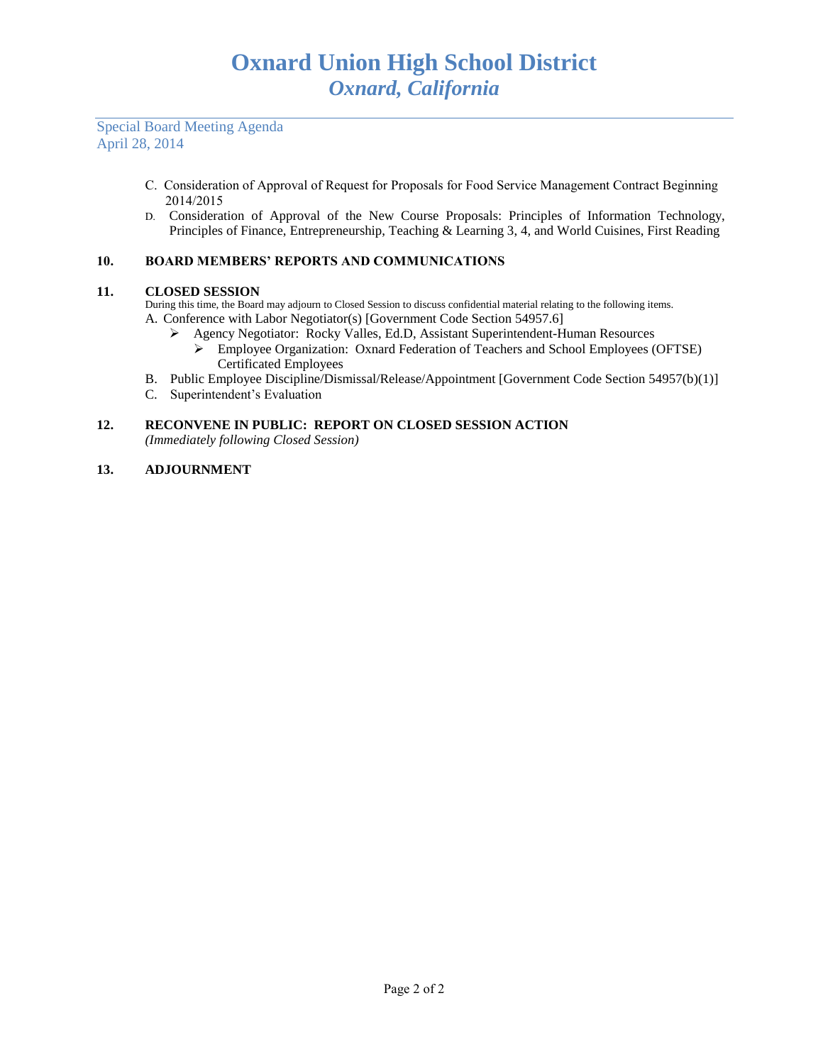C. Consideration of Approval of Request for Proposals for Food Service Management Contract Beginning 2014/2015

D. Consideration of Approval of the New Course Proposals: Principles of Information Technology, Principles of Finance, Entrepreneurship, Teaching & Learning 3, 4, and World Cuisines, First Reading

**10. BOARD MEMBERS' REPORTS AND COMMUNICATIONS**

**11. CLOSED SESSION**

During this time, the Board may adjourn to Closed Session to discuss confidential material relating to the following items.

A. Conference with Labor Negotiator(s) [Government Code Section 54957.6]
- Agency Negotiator: Rocky Valles, Ed.D, Assistant Superintendent-Human Resources
  - Employee Organization: Oxnard Federation of Teachers and School Employees (OFTSE) Certificated Employees

B. Public Employee Discipline/Dismissal/Release/Appointment [Government Code Section 54957(b)(1)]

C. Superintendent's Evaluation

**12. RECONVENE IN PUBLIC: REPORT ON CLOSED SESSION ACTION**

*(Immediately following Closed Session)*

**13. ADJOURNMENT**